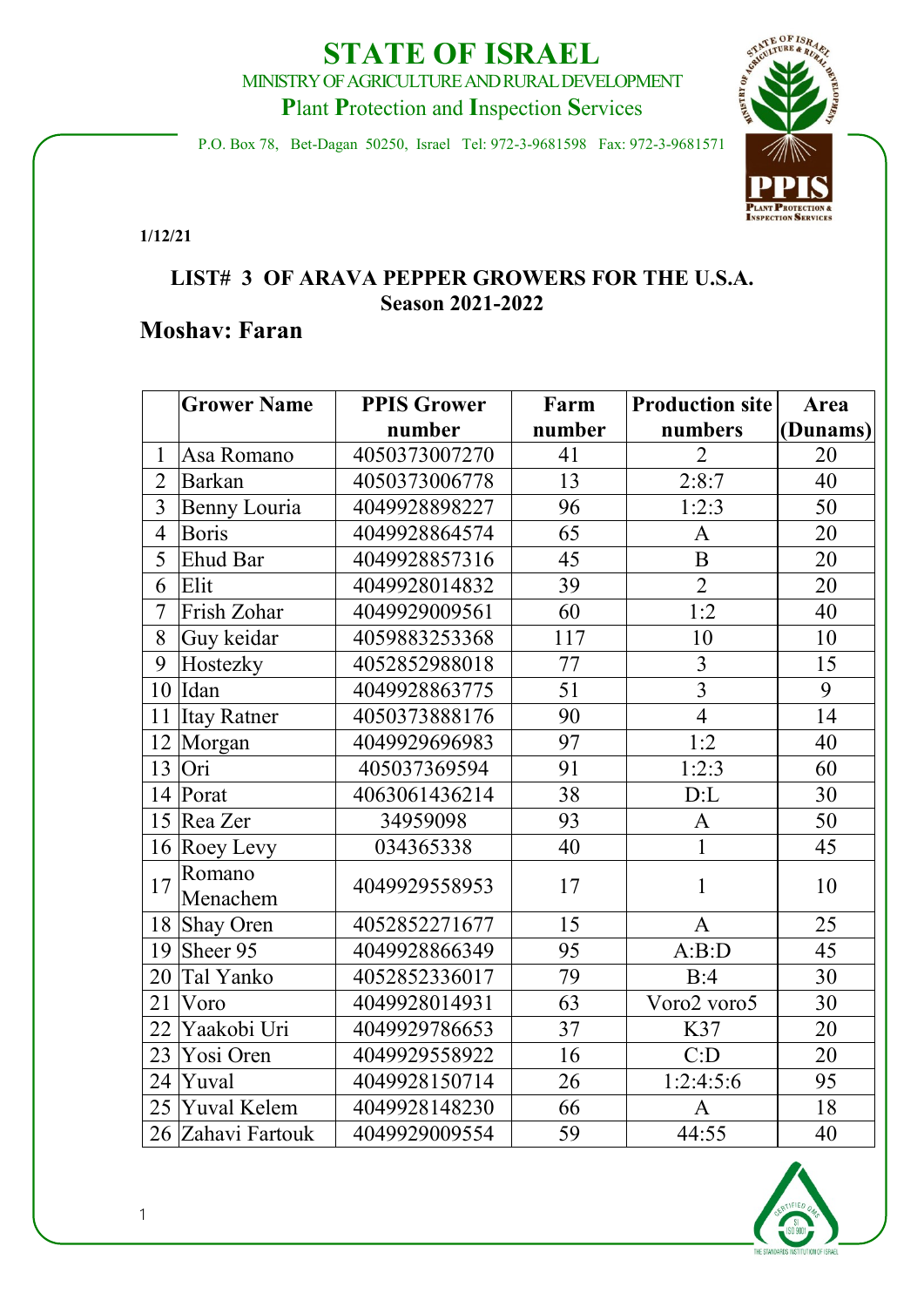# STATE OF ISRAEL

MINISTRY OF AGRICULTURE AND RURAL DEVELOPMENT

**P**lant **P**rotection and **I**nspection **S**ervices

P.O. Box 78, Bet-Dagan 50250, Israel Tel: 972-3-9681598 Fax: 972-3-9681571

**1/12/21**

## LIST# 3 OF ARAVA PEPPER GROWERS FOR THE U.S.A.
## Season 2021-2022

### Moshav: Faran

| | Grower Name | PPIS Grower number | Farm number | Production site numbers | Area (Dunams) |
|---|---|---|---|---|---|
| 1 | Asa Romano | 4050373007270 | 41 | 2 | 20 |
| 2 | Barkan | 4050373006778 | 13 | 2:8:7 | 40 |
| 3 | Benny Louria | 4049928898227 | 96 | 1:2:3 | 50 |
| 4 | Boris | 4049928864574 | 65 | A | 20 |
| 5 | Ehud Bar | 4049928857316 | 45 | B | 20 |
| 6 | Elit | 4049928014832 | 39 | 2 | 20 |
| 7 | Frish Zohar | 4049929009561 | 60 | 1:2 | 40 |
| 8 | Guy keidar | 4059883253368 | 117 | 10 | 10 |
| 9 | Hostezky | 4052852988018 | 77 | 3 | 15 |
| 10 | Idan | 4049928863775 | 51 | 3 | 9 |
| 11 | Itay Ratner | 4050373888176 | 90 | 4 | 14 |
| 12 | Morgan | 4049929696983 | 97 | 1:2 | 40 |
| 13 | Ori | 405037369594 | 91 | 1:2:3 | 60 |
| 14 | Porat | 4063061436214 | 38 | D:L | 30 |
| 15 | Rea Zer | 34959098 | 93 | A | 50 |
| 16 | Roey Levy | 034365338 | 40 | 1 | 45 |
| 17 | Romano Menachem | 4049929558953 | 17 | 1 | 10 |
| 18 | Shay Oren | 4052852271677 | 15 | A | 25 |
| 19 | Sheer 95 | 4049928866349 | 95 | A:B:D | 45 |
| 20 | Tal Yanko | 4052852336017 | 79 | B:4 | 30 |
| 21 | Voro | 4049928014931 | 63 | Voro2 voro5 | 30 |
| 22 | Yaakobi Uri | 4049929786653 | 37 | K37 | 20 |
| 23 | Yosi Oren | 4049929558922 | 16 | C:D | 20 |
| 24 | Yuval | 4049928150714 | 26 | 1:2:4:5:6 | 95 |
| 25 | Yuval Kelem | 4049928148230 | 66 | A | 18 |
| 26 | Zahavi Fartouk | 4049929009554 | 59 | 44:55 | 40 |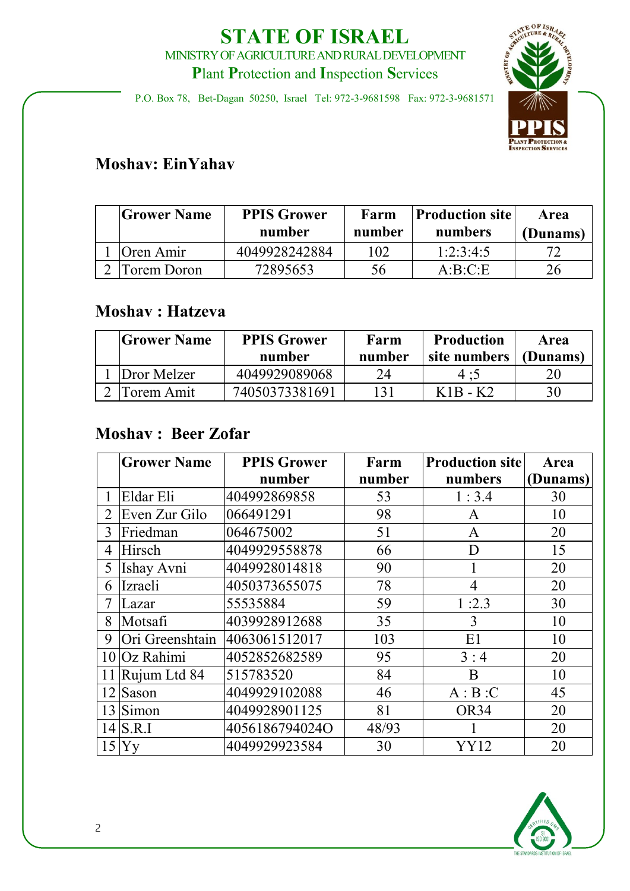# STATE OF ISRAEL

MINISTRY OF AGRICULTURE AND RURAL DEVELOPMENT

**P**lant **P**rotection and **I**nspection **S**ervices

P.O. Box 78, Bet-Dagan 50250, Israel Tel: 972-3-9681598 Fax: 972-3-9681571

## Moshav: EinYahav

| | Grower Name | PPIS Grower number | Farm number | Production site numbers | Area (Dunams) |
|---|---|---|---|---|---|
| 1 | Oren Amir | 4049928242884 | 102 | 1:2:3:4:5 | 72 |
| 2 | Torem Doron | 72895653 | 56 | A:B:C:E | 26 |

## Moshav : Hatzeva

| | Grower Name | PPIS Grower number | Farm number | Production site numbers | Area (Dunams) |
|---|---|---|---|---|---|
| 1 | Dror Melzer | 4049929089068 | 24 | 4 ;5 | 20 |
| 2 | Torem Amit | 74050373381691 | 131 | K1B - K2 | 30 |

## Moshav : Beer Zofar

| | Grower Name | PPIS Grower number | Farm number | Production site numbers | Area (Dunams) |
|---|---|---|---|---|---|
| 1 | Eldar Eli | 404992869858 | 53 | 1 : 3.4 | 30 |
| 2 | Even Zur Gilo | 066491291 | 98 | A | 10 |
| 3 | Friedman | 064675002 | 51 | A | 20 |
| 4 | Hirsch | 4049929558878 | 66 | D | 15 |
| 5 | Ishay Avni | 4049928014818 | 90 | 1 | 20 |
| 6 | Izraeli | 4050373655075 | 78 | 4 | 20 |
| 7 | Lazar | 55535884 | 59 | 1 :2.3 | 30 |
| 8 | Motsafi | 4039928912688 | 35 | 3 | 10 |
| 9 | Ori Greenshtain | 4063061512017 | 103 | E1 | 10 |
| 10 | Oz Rahimi | 4052852682589 | 95 | 3 : 4 | 20 |
| 11 | Rujum Ltd 84 | 515783520 | 84 | B | 10 |
| 12 | Sason | 4049929102088 | 46 | A : B :C | 45 |
| 13 | Simon | 4049928901125 | 81 | OR34 | 20 |
| 14 | S.R.I | 4056186794024O | 48/93 | 1 | 20 |
| 15 | Yy | 4049929923584 | 30 | YY12 | 20 |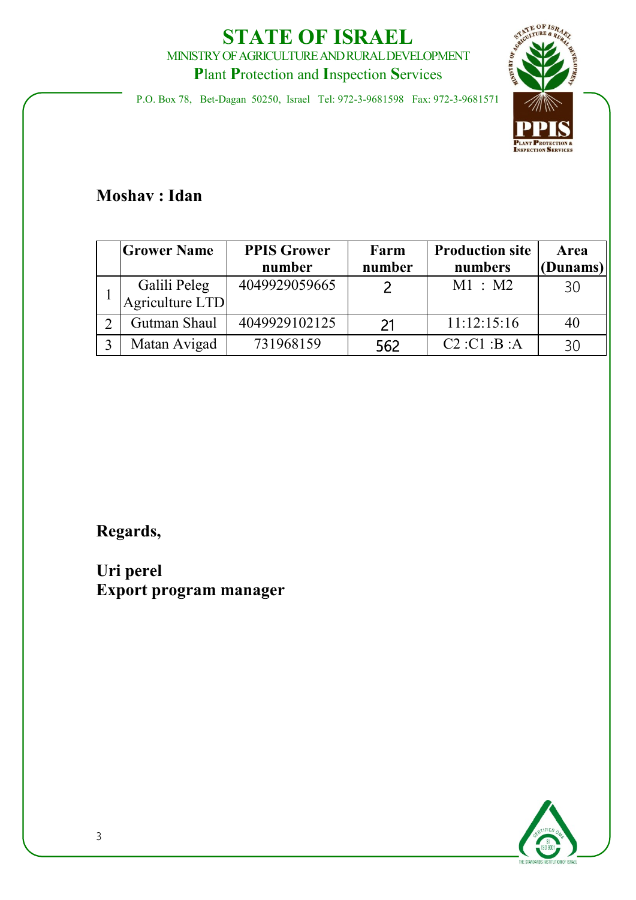# STATE OF ISRAEL

MINISTRY OF AGRICULTURE AND RURAL DEVELOPMENT

**P**lant **P**rotection and **I**nspection **S**ervices

P.O. Box 78, Bet-Dagan 50250, Israel Tel: 972-3-9681598 Fax: 972-3-9681571

**Moshav : Idan**

| | Grower Name | PPIS Grower number | Farm number | Production site numbers | Area (Dunams) |
|---|---|---|---|---|---|
| 1 | Galili Peleg Agriculture LTD | 4049929059665 | 2 | M1 : M2 | 30 |
| 2 | Gutman Shaul | 4049929102125 | 21 | 11:12:15:16 | 40 |
| 3 | Matan Avigad | 731968159 | 562 | C2 :C1 :B :A | 30 |

**Regards,**

**Uri perel**
**Export program manager**